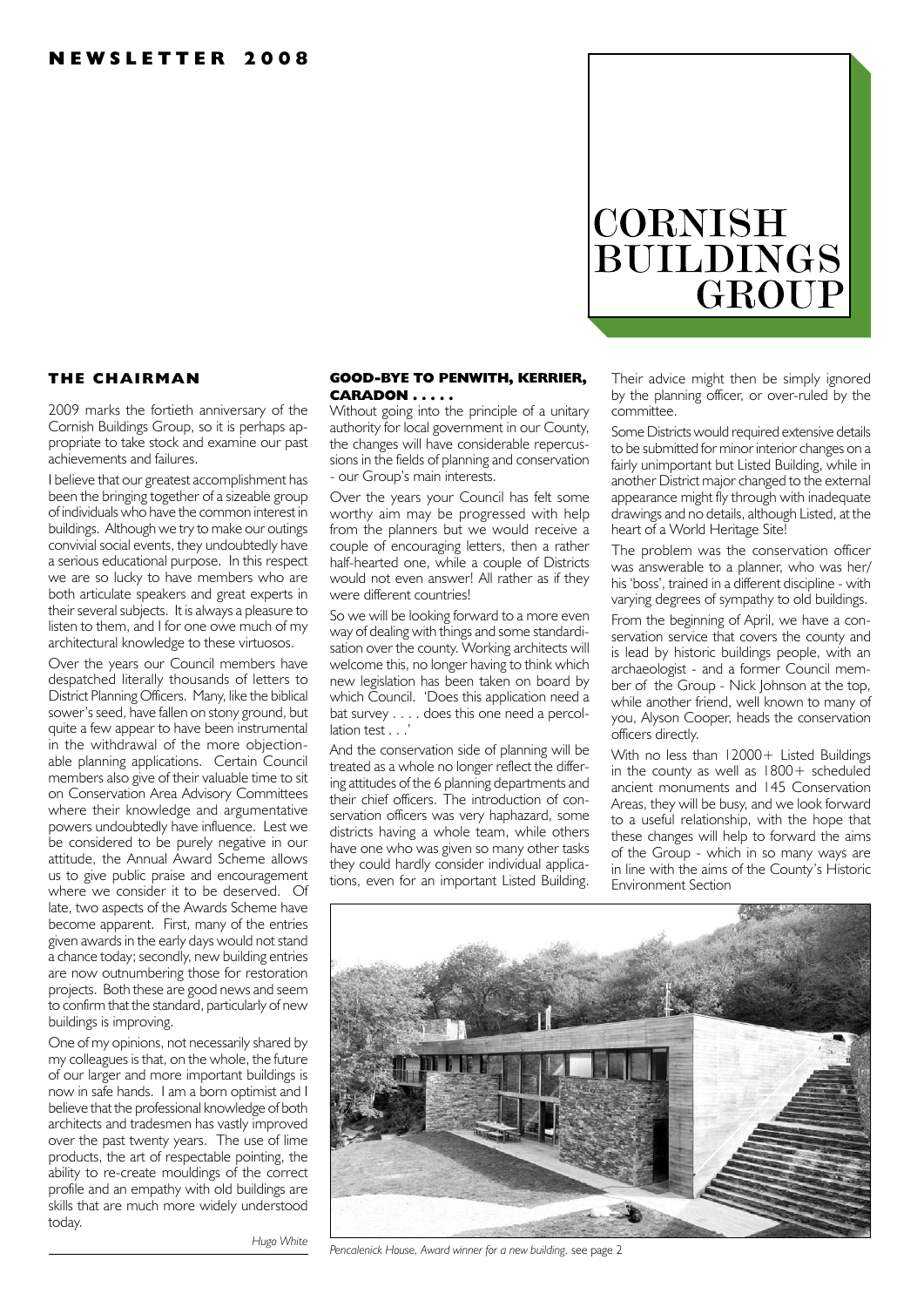**NEWSLETTER 2008**

# CORNISH BUILDINGS GROUP

## THE CHAIRMAN

2009 marks the fortieth anniversary of the Cornish Buildings Group, so it is perhaps appropriate to take stock and examine our past achievements and failures.

I believe that our greatest accomplishment has been the bringing together of a sizeable group of individuals who have the common interest in buildings. Although we try to make our outings convivial social events, they undoubtedly have a serious educational purpose. In this respect we are so lucky to have members who are both articulate speakers and great experts in their several subjects. It is always a pleasure to listen to them, and I for one owe much of my architectural knowledge to these virtuosos.

Over the years our Council members have despatched literally thousands of letters to District Planning Officers. Many, like the biblical sower's seed, have fallen on stony ground, but quite a few appear to have been instrumental in the withdrawal of the more objectionable planning applications. Certain Council members also give of their valuable time to sit on Conservation Area Advisory Committees where their knowledge and argumentative powers undoubtedly have influence. Lest we be considered to be purely negative in our attitude, the Annual Award Scheme allows us to give public praise and encouragement where we consider it to be deserved. Of late, two aspects of the Awards Scheme have become apparent. First, many of the entries given awards in the early days would not stand a chance today; secondly, new building entries are now outnumbering those for restoration projects. Both these are good news and seem to confirm that the standard, particularly of new buildings is improving.

One of my opinions, not necessarily shared by my colleagues is that, on the whole, the future of our larger and more important buildings is now in safe hands. I am a born optimist and I believe that the professional knowledge of both architects and tradesmen has vastly improved over the past twenty years. The use of lime products, the art of respectable pointing, the ability to re-create mouldings of the correct profile and an empathy with old buildings are skills that are much more widely understood today.

*Hugo White*

## GOOD-BYE TO PENWITH, KERRIER, CARADON . . . . .

Without going into the principle of a unitary authority for local government in our County, the changes will have considerable repercussions in the fields of planning and conservation - our Group's main interests.

Over the years your Council has felt some worthy aim may be progressed with help from the planners but we would receive a couple of encouraging letters, then a rather half-hearted one, while a couple of Districts would not even answer! All rather as if they were different countries!

So we will be looking forward to a more even way of dealing with things and some standardisation over the county. Working architects will welcome this, no longer having to think which new legislation has been taken on board by which Council. 'Does this application need a bat survey . . . . does this one need a percollation test . . .'

And the conservation side of planning will be treated as a whole no longer reflect the differing attitudes of the 6 planning departments and their chief officers. The introduction of conservation officers was very haphazard, some districts having a whole team, while others have one who was given so many other tasks they could hardly consider individual applications, even for an important Listed Building. Their advice might then be simply ignored by the planning officer, or over-ruled by the committee.

Some Districts would required extensive details to be submitted for minor interior changes on a fairly unimportant but Listed Building, while in another District major changed to the external appearance might fly through with inadequate drawings and no details, although Listed, at the heart of a World Heritage Site!

The problem was the conservation officer was answerable to a planner, who was her/his 'boss', trained in a different discipline - with varying degrees of sympathy to old buildings.

From the beginning of April, we have a conservation service that covers the county and is lead by historic buildings people, with an archaeologist - and a former Council member of the Group - Nick Johnson at the top, while another friend, well known to many of you, Alyson Cooper, heads the conservation officers directly.

With no less than 12000+ Listed Buildings in the county as well as 1800+ scheduled ancient monuments and 145 Conservation Areas, they will be busy, and we look forward to a useful relationship, with the hope that these changes will help to forward the aims of the Group - which in so many ways are in line with the aims of the County's Historic Environment Section

*Pencalenick House, Award winner for a new building,* see page 2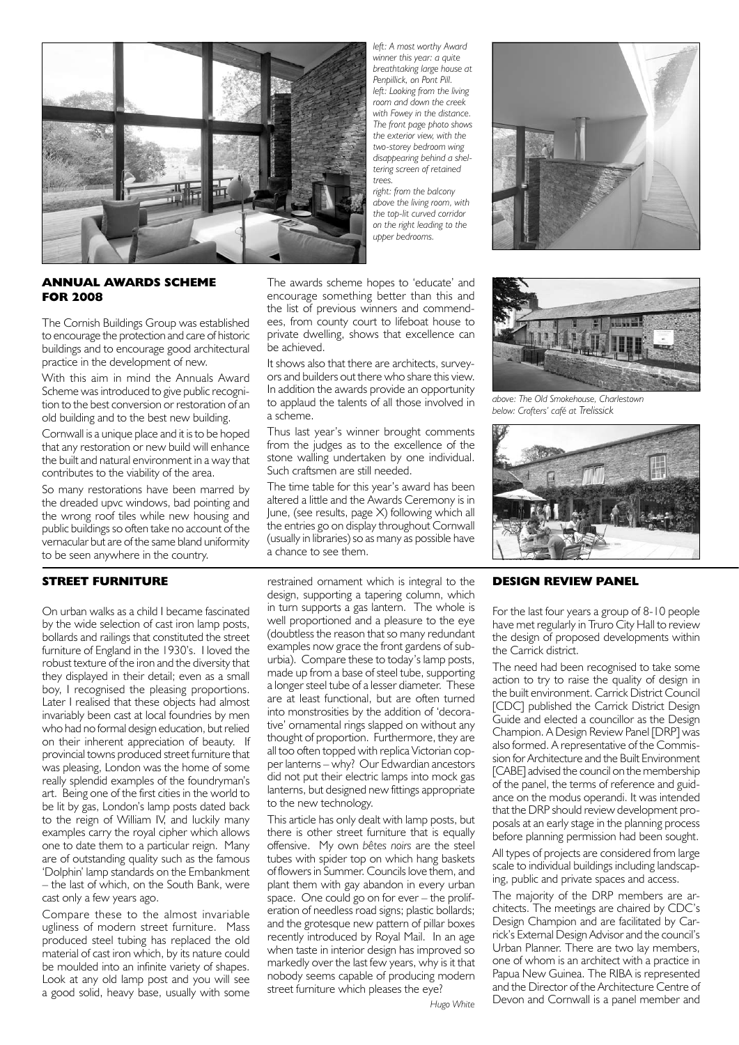*left: A most worthy Award winner this year: a quite breathtaking large house at Penpillick, on Pont Pill.*
*left: Looking from the living room and down the creek with Fowey in the distance. The front page photo shows the exterior view, with the two-storey bedroom wing disappearing behind a sheltering screen of retained trees.*
*right: from the balcony above the living room, with the top-lit curved corridor on the right leading to the upper bedrooms.*

## ANNUAL AWARDS SCHEME FOR 2008

The Cornish Buildings Group was established to encourage the protection and care of historic buildings and to encourage good architectural practice in the development of new.

With this aim in mind the Annuals Award Scheme was introduced to give public recognition to the best conversion or restoration of an old building and to the best new building.

Cornwall is a unique place and it is to be hoped that any restoration or new build will enhance the built and natural environment in a way that contributes to the viability of the area.

So many restorations have been marred by the dreaded upvc windows, bad pointing and the wrong roof tiles while new housing and public buildings so often take no account of the vernacular but are of the same bland uniformity to be seen anywhere in the country.

The awards scheme hopes to 'educate' and encourage something better than this and the list of previous winners and commendees, from county court to lifeboat house to private dwelling, shows that excellence can be achieved.

It shows also that there are architects, surveyors and builders out there who share this view. In addition the awards provide an opportunity to applaud the talents of all those involved in a scheme.

Thus last year's winner brought comments from the judges as to the excellence of the stone walling undertaken by one individual. Such craftsmen are still needed.

The time table for this year's award has been altered a little and the Awards Ceremony is in June, (see results, page X) following which all the entries go on display throughout Cornwall (usually in libraries) so as many as possible have a chance to see them.

*above: The Old Smokehouse, Charlestown*
*below: Crofters' café at Trelissick*

## STREET FURNITURE

On urban walks as a child I became fascinated by the wide selection of cast iron lamp posts, bollards and railings that constituted the street furniture of England in the 1930's. I loved the robust texture of the iron and the diversity that they displayed in their detail; even as a small boy, I recognised the pleasing proportions. Later I realised that these objects had almost invariably been cast at local foundries by men who had no formal design education, but relied on their inherent appreciation of beauty. If provincial towns produced street furniture that was pleasing, London was the home of some really splendid examples of the foundryman's art. Being one of the first cities in the world to be lit by gas, London's lamp posts dated back to the reign of William IV, and luckily many examples carry the royal cipher which allows one to date them to a particular reign. Many are of outstanding quality such as the famous 'Dolphin' lamp standards on the Embankment – the last of which, on the South Bank, were cast only a few years ago.

Compare these to the almost invariable ugliness of modern street furniture. Mass produced steel tubing has replaced the old material of cast iron which, by its nature could be moulded into an infinite variety of shapes. Look at any old lamp post and you will see a good solid, heavy base, usually with some restrained ornament which is integral to the design, supporting a tapering column, which in turn supports a gas lantern. The whole is well proportioned and a pleasure to the eye (doubtless the reason that so many redundant examples now grace the front gardens of suburbia). Compare these to today's lamp posts, made up from a base of steel tube, supporting a longer steel tube of a lesser diameter. These are at least functional, but are often turned into monstrosities by the addition of 'decorative' ornamental rings slapped on without any thought of proportion. Furthermore, they are all too often topped with replica Victorian copper lanterns – why? Our Edwardian ancestors did not put their electric lamps into mock gas lanterns, but designed new fittings appropriate to the new technology.

This article has only dealt with lamp posts, but there is other street furniture that is equally offensive. My own *bêtes noirs* are the steel tubes with spider top on which hang baskets of flowers in Summer. Councils love them, and plant them with gay abandon in every urban space. One could go on for ever – the proliferation of needless road signs; plastic bollards; and the grotesque new pattern of pillar boxes recently introduced by Royal Mail. In an age when taste in interior design has improved so markedly over the last few years, why is it that nobody seems capable of producing modern street furniture which pleases the eye?

*Hugo White*

## DESIGN REVIEW PANEL

For the last four years a group of 8-10 people have met regularly in Truro City Hall to review the design of proposed developments within the Carrick district.

The need had been recognised to take some action to try to raise the quality of design in the built environment. Carrick District Council [CDC] published the Carrick District Design Guide and elected a councillor as the Design Champion. A Design Review Panel [DRP] was also formed. A representative of the Commission for Architecture and the Built Environment [CABE] advised the council on the membership of the panel, the terms of reference and guidance on the modus operandi. It was intended that the DRP should review development proposals at an early stage in the planning process before planning permission had been sought.

All types of projects are considered from large scale to individual buildings including landscaping, public and private spaces and access.

The majority of the DRP members are architects. The meetings are chaired by CDC's Design Champion and are facilitated by Carrick's External Design Advisor and the council's Urban Planner. There are two lay members, one of whom is an architect with a practice in Papua New Guinea. The RIBA is represented and the Director of the Architecture Centre of Devon and Cornwall is a panel member and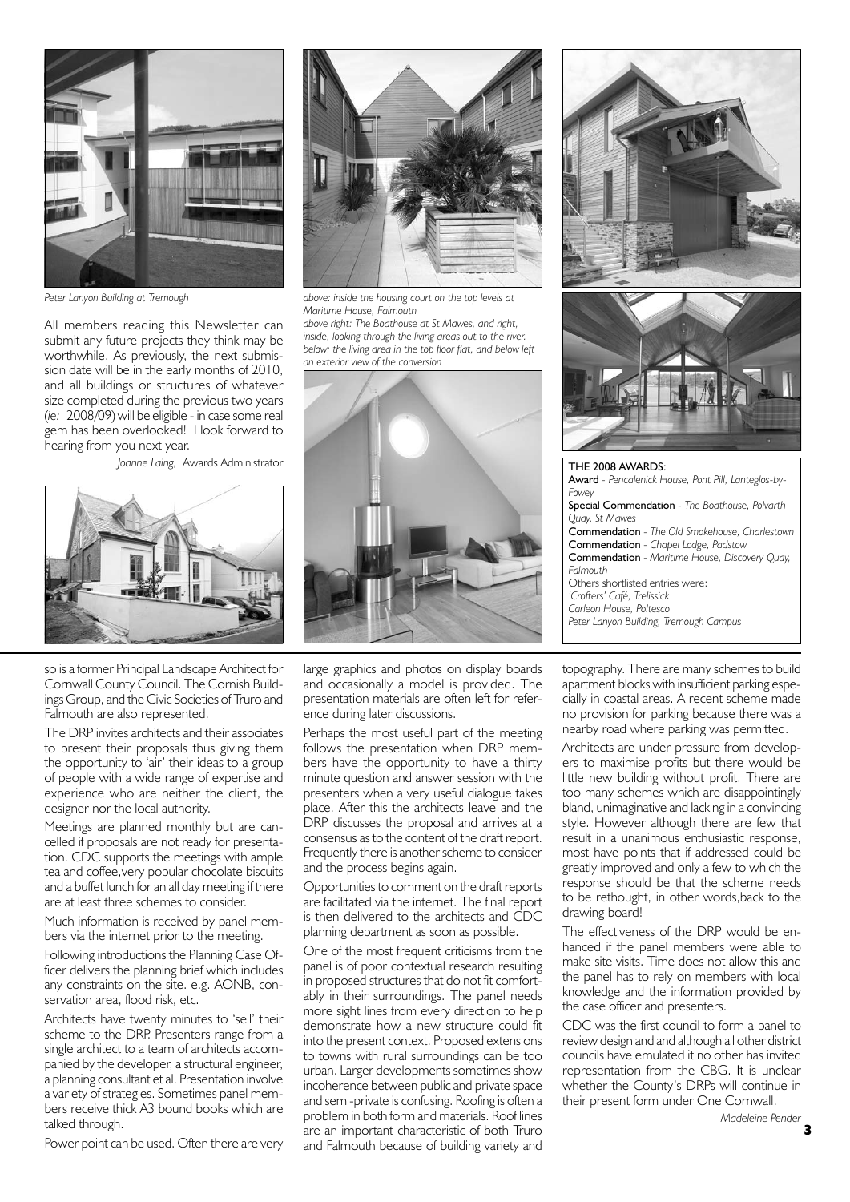Peter Lanyon Building at Tremough

All members reading this Newsletter can submit any future projects they think may be worthwhile. As previously, the next submission date will be in the early months of 2010, and all buildings or structures of whatever size completed during the previous two years (*ie:* 2008/09) will be eligible - in case some real gem has been overlooked! I look forward to hearing from you next year.

*Joanne Laing,* Awards Administrator

*above: inside the housing court on the top levels at Maritime House, Falmouth*
*above right: The Boathouse at St Mawes, and right, inside, looking through the living areas out to the river.*
*below: the living area in the top floor flat, and below left an exterior view of the conversion*

**THE 2008 AWARDS:**
**Award** - *Pencalenick House, Pont Pill, Lanteglos-by-Fowey*
**Special Commendation** - *The Boathouse, Polvarth Quay, St Mawes*
**Commendation** - *The Old Smokehouse, Charlestown*
**Commendation** - *Chapel Lodge, Padstow*
**Commendation** - *Maritime House, Discovery Quay, Falmouth*
Others shortlisted entries were:
*'Crofters' Café, Trelissick*
*Carleon House, Poltesco*
*Peter Lanyon Building, Tremough Campus*

so is a former Principal Landscape Architect for Cornwall County Council. The Cornish Buildings Group, and the Civic Societies of Truro and Falmouth are also represented.

The DRP invites architects and their associates to present their proposals thus giving them the opportunity to 'air' their ideas to a group of people with a wide range of expertise and experience who are neither the client, the designer nor the local authority.

Meetings are planned monthly but are cancelled if proposals are not ready for presentation. CDC supports the meetings with ample tea and coffee,very popular chocolate biscuits and a buffet lunch for an all day meeting if there are at least three schemes to consider.

Much information is received by panel members via the internet prior to the meeting.

Following introductions the Planning Case Officer delivers the planning brief which includes any constraints on the site. e.g. AONB, conservation area, flood risk, etc.

Architects have twenty minutes to 'sell' their scheme to the DRP. Presenters range from a single architect to a team of architects accompanied by the developer, a structural engineer, a planning consultant et al. Presentation involve a variety of strategies. Sometimes panel members receive thick A3 bound books which are talked through.

Power point can be used. Often there are very large graphics and photos on display boards and occasionally a model is provided. The presentation materials are often left for reference during later discussions.

Perhaps the most useful part of the meeting follows the presentation when DRP members have the opportunity to have a thirty minute question and answer session with the presenters when a very useful dialogue takes place. After this the architects leave and the DRP discusses the proposal and arrives at a consensus as to the content of the draft report. Frequently there is another scheme to consider and the process begins again.

Opportunities to comment on the draft reports are facilitated via the internet. The final report is then delivered to the architects and CDC planning department as soon as possible.

One of the most frequent criticisms from the panel is of poor contextual research resulting in proposed structures that do not fit comfortably in their surroundings. The panel needs more sight lines from every direction to help demonstrate how a new structure could fit into the present context. Proposed extensions to towns with rural surroundings can be too urban. Larger developments sometimes show incoherence between public and private space and semi-private is confusing. Roofing is often a problem in both form and materials. Roof lines are an important characteristic of both Truro and Falmouth because of building variety and topography. There are many schemes to build apartment blocks with insufficient parking especially in coastal areas. A recent scheme made no provision for parking because there was a nearby road where parking was permitted.

Architects are under pressure from developers to maximise profits but there would be little new building without profit. There are too many schemes which are disappointingly bland, unimaginative and lacking in a convincing style. However although there are few that result in a unanimous enthusiastic response, most have points that if addressed could be greatly improved and only a few to which the response should be that the scheme needs to be rethought, in other words,back to the drawing board!

The effectiveness of the DRP would be enhanced if the panel members were able to make site visits. Time does not allow this and the panel has to rely on members with local knowledge and the information provided by the case officer and presenters.

CDC was the first council to form a panel to review design and and although all other district councils have emulated it no other has invited representation from the CBG. It is unclear whether the County's DRPs will continue in their present form under One Cornwall.

*Madeleine Pender*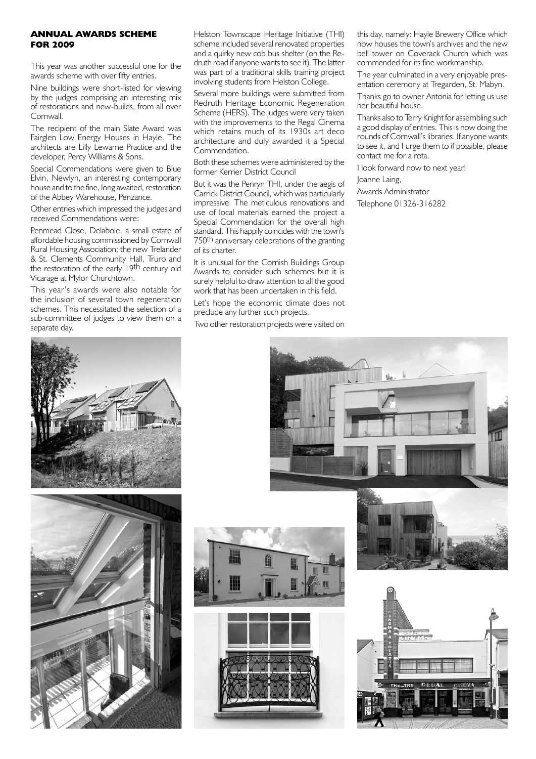## ANNUAL AWARDS SCHEME FOR 2009

This year was another successful one for the awards scheme with over fifty entries.

Nine buildings were short-listed for viewing by the judges comprising an interesting mix of restorations and new-builds, from all over Cornwall.

The recipient of the main Slate Award was Fairglen Low Energy Houses in Hayle. The architects are Lilly Lewarne Practice and the developer, Percy Williams & Sons.

Special Commendations were given to Blue Elvin, Newlyn, an interesting contemporary house and to the fine, long awaited, restoration of the Abbey Warehouse, Penzance.

Other entries which impressed the judges and received Commendations were:

Penmead Close, Delabole, a small estate of affordable housing commissioned by Cornwall Rural Housing Association; the new Trelander & St. Clements Community Hall, Truro and the restoration of the early 19th century old Vicarage at Mylor Churchtown.

This year's awards were also notable for the inclusion of several town regeneration schemes. This necessitated the selection of a sub-committee of judges to view them on a separate day.

Helston Townscape Heritage Initiative (THI) scheme included several renovated properties and a quirky new cob bus shelter (on the Redruth road if anyone wants to see it). The latter was part of a traditional skills training project involving students from Helston College.

Several more buildings were submitted from Redruth Heritage Economic Regeneration Scheme (HERS). The judges were very taken with the improvements to the Regal Cinema which retains much of its 1930s art deco architecture and duly awarded it a Special Commendation.

Both these schemes were administered by the former Kerrier District Council

But it was the Penryn THI, under the aegis of Carrick District Council, which was particularly impressive. The meticulous renovations and use of local materials earned the project a Special Commendation for the overall high standard. This happily coincides with the town's 750th anniversary celebrations of the granting of its charter.

It is unusual for the Cornish Buildings Group Awards to consider such schemes but it is surely helpful to draw attention to all the good work that has been undertaken in this field.

Let's hope the economic climate does not preclude any further such projects.

Two other restoration projects were visited on this day, namely: Hayle Brewery Office which now houses the town's archives and the new bell tower on Coverack Church which was commended for its fine workmanship.

The year culminated in a very enjoyable presentation ceremony at Tregarden, St. Mabyn.

Thanks go to owner Antonia for letting us use her beautiful house.

Thanks also to Terry Knight for assembling such a good display of entries. This is now doing the rounds of Cornwall's libraries. If anyone wants to see it, and I urge them to if possible, please contact me for a rota.

I look forward now to next year!

Joanne Laing,

Awards Administrator

Telephone 01326-316282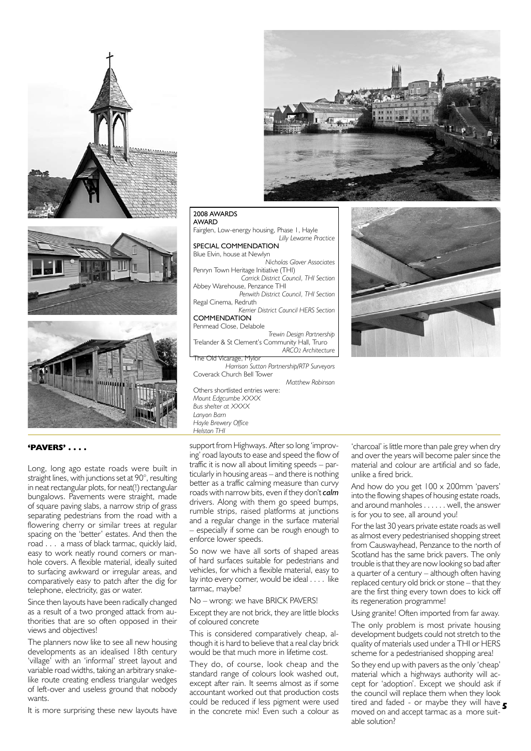2008 AWARDS

**AWARD**

Fairglen, Low-energy housing, Phase 1, Hayle
*Lilly Lewarne Practice*

**SPECIAL COMMENDATION**

Blue Elvin, house at Newlyn
*Nicholas Glover Associates*

Penryn Town Heritage Initiative (THI)
*Carrick District Council, THI Section*

Abbey Warehouse, Penzance THI
*Penwith District Council, THI Section*

Regal Cinema, Redruth
*Kerrier District Council HERS Section*

**COMMENDATION**

Penmead Close, Delabole
*Trewin Design Partnership*

Trelander & St Clement's Community Hall, Truro
*ARCO2 Architecture*

The Old Vicarage, Mylor
*Harrison Sutton Partnership/RTP Surveyors*

Coverack Church Bell Tower
*Matthew Robinson*

Others shortlisted entries were:
*Mount Edgcumbe XXXX*
*Bus shelter at XXXX*
*Lanyon Barn*
*Hayle Brewery Office*
*Helston THI*

## 'PAVERS' . . . .

Long, long ago estate roads were built in straight lines, with junctions set at 90°, resulting in neat rectangular plots, for neat(!) rectangular bungalows. Pavements were straight, made of square paving slabs, a narrow strip of grass separating pedestrians from the road with a flowering cherry or similar trees at regular spacing on the 'better' estates. And then the road . . . a mass of black tarmac, quickly laid, easy to work neatly round corners or manhole covers. A flexible material, ideally suited to surfacing awkward or irregular areas, and comparatively easy to patch after the dig for telephone, electricity, gas or water.

Since then layouts have been radically changed as a result of a two pronged attack from authorities that are so often opposed in their views and objectives!

The planners now like to see all new housing developments as an idealised 18th century 'village' with an 'informal' street layout and variable road widths, taking an arbitrary snake-like route creating endless triangular wedges of left-over and useless ground that nobody wants.

It is more surprising these new layouts have support from Highways. After so long 'improving' road layouts to ease and speed the flow of traffic it is now all about limiting speeds – particularly in housing areas – and there is nothing better as a traffic calming measure than curvy roads with narrow bits, even if they don't ***calm*** drivers. Along with them go speed bumps, rumble strips, raised platforms at junctions and a regular change in the surface material – especially if some can be rough enough to enforce lower speeds.

So now we have all sorts of shaped areas of hard surfaces suitable for pedestrians and vehicles, for which a flexible material, easy to lay into every corner, would be ideal . . . . like tarmac, maybe?

No – wrong: we have BRICK PAVERS!

Except they are not brick, they are little blocks of coloured concrete

This is considered comparatively cheap, although it is hard to believe that a real clay brick would be that much more in lifetime cost.

They do, of course, look cheap and the standard range of colours look washed out, except after rain. It seems almost as if some accountant worked out that production costs could be reduced if less pigment were used in the concrete mix! Even such a colour as 'charcoal' is little more than pale grey when dry and over the years will become paler since the material and colour are artificial and so fade, unlike a fired brick.

And how do you get 100 x 200mm 'pavers' into the flowing shapes of housing estate roads, and around manholes . . . . . . well, the answer is for you to see, all around you!

For the last 30 years private estate roads as well as almost every pedestrianised shopping street from Causwayhead, Penzance to the north of Scotland has the same brick pavers. The only trouble is that they are now looking so bad after a quarter of a century – although often having replaced century old brick or stone – that they are the first thing every town does to kick off its regeneration programme!

Using granite! Often imported from far away.

The only problem is most private housing development budgets could not stretch to the quality of materials used under a THI or HERS scheme for a pedestrianised shopping area!

So they end up with pavers as the only 'cheap' material which a highways authority will accept for 'adoption'. Except we should ask if the council will replace them when they look tired and faded - or maybe they will have moved on and accept tarmac as a more suitable solution?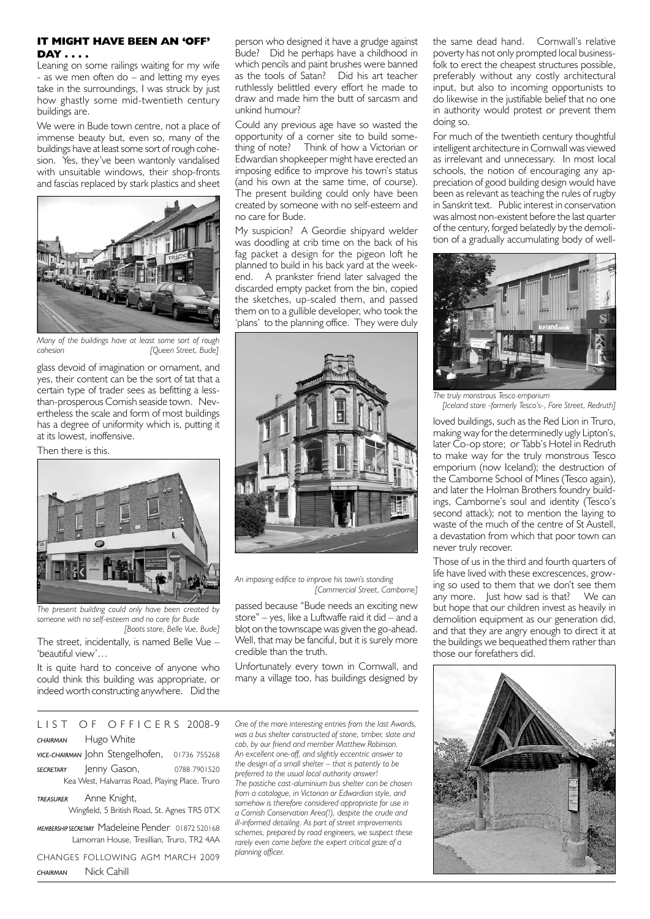## IT MIGHT HAVE BEEN AN 'OFF' DAY . . . .

Leaning on some railings waiting for my wife - as we men often do – and letting my eyes take in the surroundings, I was struck by just how ghastly some mid-twentieth century buildings are.

We were in Bude town centre, not a place of immense beauty but, even so, many of the buildings have at least some sort of rough cohesion. Yes, they've been wantonly vandalised with unsuitable windows, their shop-fronts and fascias replaced by stark plastics and sheet glass devoid of imagination or ornament, and yes, their content can be the sort of tat that a certain type of trader sees as befitting a less-than-prosperous Cornish seaside town. Nevertheless the scale and form of most buildings has a degree of uniformity which is, putting it at its lowest, inoffensive.

*Many of the buildings have at least some sort of rough cohesion [Queen Street, Bude]*

Then there is this.

*The present building could only have been created by someone with no self-esteem and no care for Bude [Boots store, Belle Vue, Bude]*

The street, incidentally, is named Belle Vue – 'beautiful view'…

It is quite hard to conceive of anyone who could think this building was appropriate, or indeed worth constructing anywhere. Did the person who designed it have a grudge against Bude? Did he perhaps have a childhood in which pencils and paint brushes were banned as the tools of Satan? Did his art teacher ruthlessly belittled every effort he made to draw and made him the butt of sarcasm and unkind humour?

Could any previous age have so wasted the opportunity of a corner site to build something of note? Think of how a Victorian or Edwardian shopkeeper might have erected an imposing edifice to improve his town's status (and his own at the same time, of course). The present building could only have been created by someone with no self-esteem and no care for Bude.

My suspicion? A Geordie shipyard welder was doodling at crib time on the back of his fag packet a design for the pigeon loft he planned to build in his back yard at the weekend. A prankster friend later salvaged the discarded empty packet from the bin, copied the sketches, up-scaled them, and passed them on to a gullible developer, who took the 'plans' to the planning office. They were duly passed because "Bude needs an exciting new store" – yes, like a Luftwaffe raid it did – and a blot on the townscape was given the go-ahead. Well, that may be fanciful, but it is surely more credible than the truth.

*An imposing edifice to improve his town's standing [Commercial Street, Camborne]*

Unfortunately every town in Cornwall, and many a village too, has buildings designed by the same dead hand. Cornwall's relative poverty has not only prompted local business-folk to erect the cheapest structures possible, preferably without any costly architectural input, but also to incoming opportunists to do likewise in the justifiable belief that no one in authority would protest or prevent them doing so.

For much of the twentieth century thoughtful intelligent architecture in Cornwall was viewed as irrelevant and unnecessary. In most local schools, the notion of encouraging any appreciation of good building design would have been as relevant as teaching the rules of rugby in Sanskrit text. Public interest in conservation was almost non-existent before the last quarter of the century, forged belatedly by the demolition of a gradually accumulating body of well-loved buildings, such as the Red Lion in Truro, making way for the determinedly ugly Lipton's, later Co-op store; or Tabb's Hotel in Redruth to make way for the truly monstrous Tesco emporium (now Iceland); the destruction of the Camborne School of Mines (Tesco again), and later the Holman Brothers foundry buildings, Camborne's soul and identity (Tesco's second attack); not to mention the laying to waste of the much of the centre of St Austell, a devastation from which that poor town can never truly recover.

*The truly monstrous Tesco emporium [Iceland store -formerly Tesco's-, Fore Street, Redruth]*

Those of us in the third and fourth quarters of life have lived with these excrescences, growing so used to them that we don't see them any more. Just how sad is that? We can but hope that our children invest as heavily in demolition equipment as our generation did, and that they are angry enough to direct it at the buildings we bequeathed them rather than those our forefathers did.

### LIST OF OFFICERS 2008-9

*CHAIRMAN* Hugo White

*VICE-CHAIRMAN* John Stengelhofen, 01736 755268

*SECRETARY* Jenny Gason, 0788 7901520
Kea West, Halvarras Road, Playing Place. Truro

*TREASURER* Anne Knight,
Wingfield, 5 British Road, St. Agnes TR5 0TX

*MEMBERSHIP SECRETARY* Madeleine Pender 01872 520168
Lamorran House, Tresillian, Truro, TR2 4AA

CHANGES FOLLOWING AGM MARCH 2009

*CHAIRMAN* Nick Cahill

*One of the more interesting entries from the last Awards, was a bus shelter constructed of stone, timber, slate and cob, by our friend and member Matthew Robinson. An excellent one-off, and slightly eccentric answer to the design of a small shelter – that is patently to be preferred to the usual local authority answer! The pastiche cast-aluminium bus shelter can be chosen from a catalogue, in Victorian or Edwardian style, and somehow is therefore considered appropriate for use in a Cornish Conservation Area(!), despite the crude and ill-informed detailing. As part of street improvements schemes, prepared by road engineers, we suspect these rarely even come before the expert critical gaze of a planning officer.*